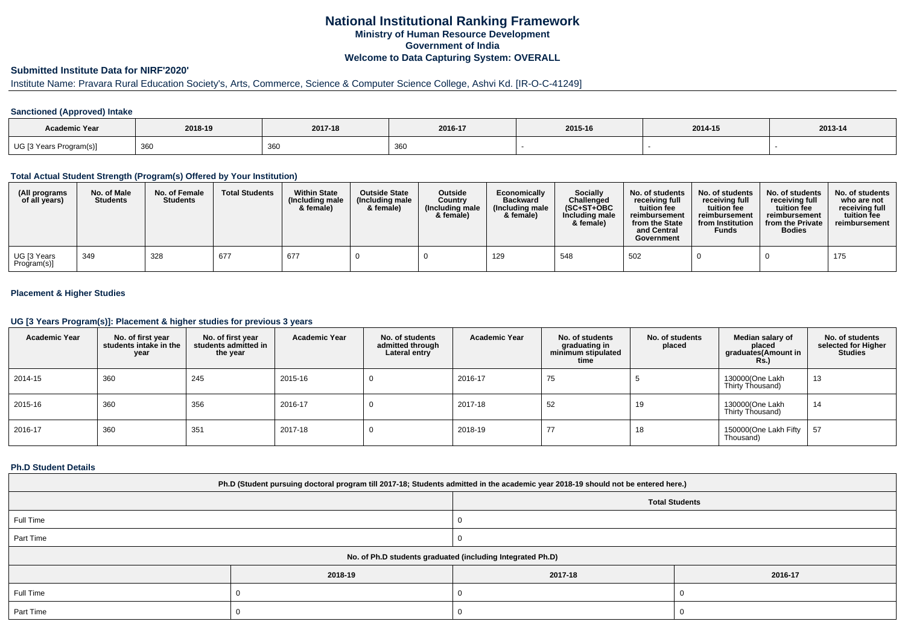# National Institutional Ranking Framework
## Ministry of Human Resource Development
## Government of India
## Welcome to Data Capturing System: OVERALL

### Submitted Institute Data for NIRF'2020'

Institute Name: Pravara Rural Education Society's, Arts, Commerce, Science & Computer Science College, Ashvi Kd. [IR-O-C-41249]

#### Sanctioned (Approved) Intake

| Academic Year | 2018-19 | 2017-18 | 2016-17 | 2015-16 | 2014-15 | 2013-14 |
|---|---|---|---|---|---|---|
| UG [3 Years Program(s)] | 360 | 360 | 360 | - | - | - |

#### Total Actual Student Strength (Program(s) Offered by Your Institution)

| (All programs of all years) | No. of Male Students | No. of Female Students | Total Students | Within State (Including male & female) | Outside State (Including male & female) | Outside Country (Including male & female) | Economically Backward (Including male & female) | Socially Challenged (SC+ST+OBC Including male & female) | No. of students receiving full tuition fee reimbursement from the State and Central Government | No. of students receiving full tuition fee reimbursement from Institution Funds | No. of students receiving full tuition fee reimbursement from the Private Bodies | No. of students who are not receiving full tuition fee reimbursement |
|---|---|---|---|---|---|---|---|---|---|---|---|---|
| UG [3 Years Program(s)] | 349 | 328 | 677 | 677 | 0 | 0 | 129 | 548 | 502 | 0 | 0 | 175 |

#### Placement & Higher Studies

#### UG [3 Years Program(s)]: Placement & higher studies for previous 3 years

| Academic Year | No. of first year students intake in the year | No. of first year students admitted in the year | Academic Year | No. of students admitted through Lateral entry | Academic Year | No. of students graduating in minimum stipulated time | No. of students placed | Median salary of placed graduates(Amount in Rs.) | No. of students selected for Higher Studies |
|---|---|---|---|---|---|---|---|---|---|
| 2014-15 | 360 | 245 | 2015-16 | 0 | 2016-17 | 75 | 5 | 130000(One Lakh Thirty Thousand) | 13 |
| 2015-16 | 360 | 356 | 2016-17 | 0 | 2017-18 | 52 | 19 | 130000(One Lakh Thirty Thousand) | 14 |
| 2016-17 | 360 | 351 | 2017-18 | 0 | 2018-19 | 77 | 18 | 150000(One Lakh Fifty Thousand) | 57 |

#### Ph.D Student Details

| Ph.D (Student pursuing doctoral program till 2017-18; Students admitted in the academic year 2018-19 should not be entered here.) | |
|---|---|
| | Total Students |
| Full Time | 0 |
| Part Time | 0 |

| No. of Ph.D students graduated (including Integrated Ph.D) | | | |
|---|---|---|---|
| | 2018-19 | 2017-18 | 2016-17 |
| Full Time | 0 | 0 | 0 |
| Part Time | 0 | 0 | 0 |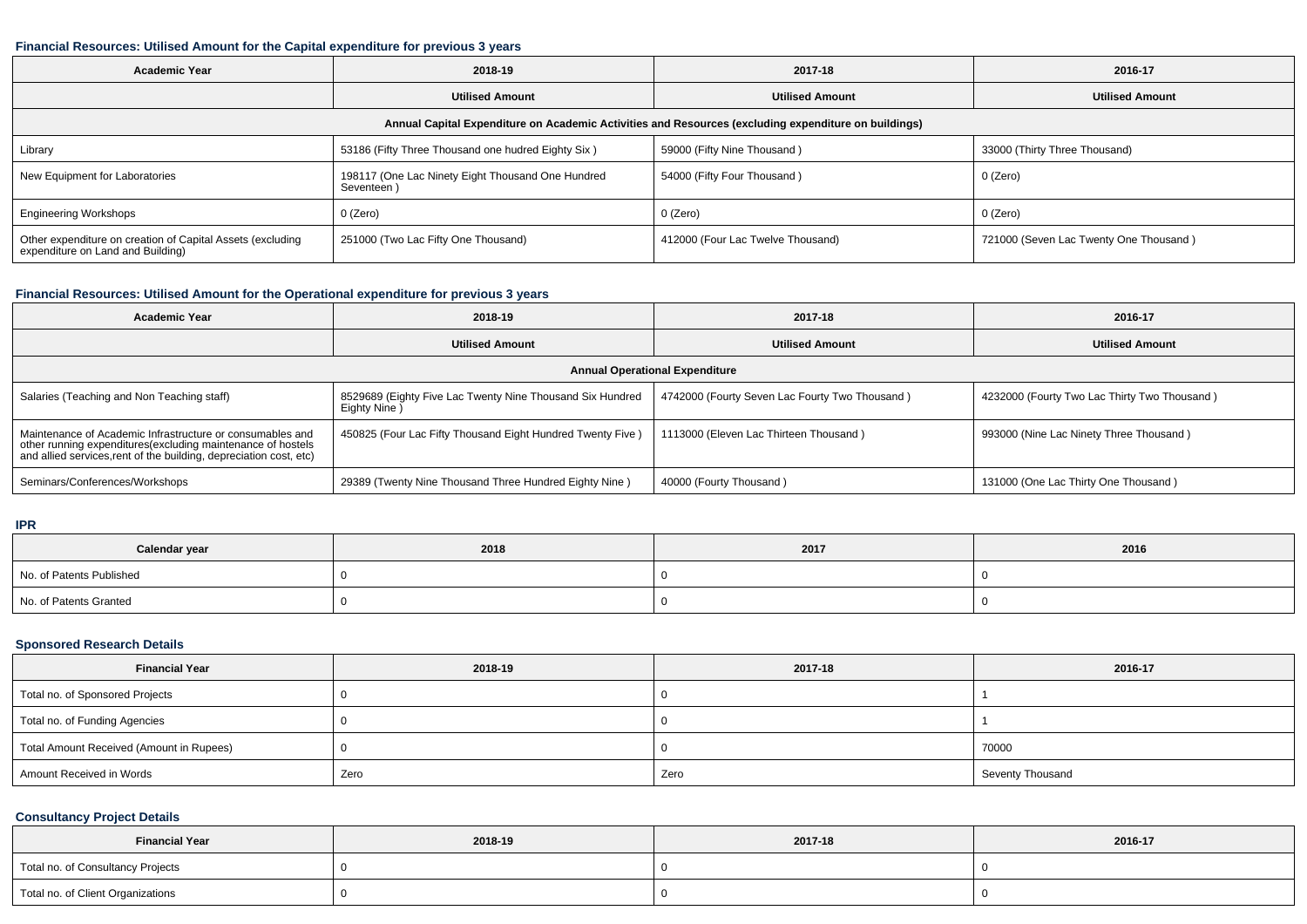### Financial Resources: Utilised Amount for the Capital expenditure for previous 3 years

| Academic Year | 2018-19 | 2017-18 | 2016-17 |
|---|---|---|---|
| | **Utilised Amount** | **Utilised Amount** | **Utilised Amount** |
| **Annual Capital Expenditure on Academic Activities and Resources (excluding expenditure on buildings)** | | | |
| Library | 53186 (Fifty Three Thousand one hudred Eighty Six ) | 59000 (Fifty Nine Thousand ) | 33000 (Thirty Three Thousand) |
| New Equipment for Laboratories | 198117 (One Lac Ninety Eight Thousand One Hundred Seventeen ) | 54000 (Fifty Four Thousand ) | 0 (Zero) |
| Engineering Workshops | 0 (Zero) | 0 (Zero) | 0 (Zero) |
| Other expenditure on creation of Capital Assets (excluding expenditure on Land and Building) | 251000 (Two Lac Fifty One Thousand) | 412000 (Four Lac Twelve Thousand) | 721000 (Seven Lac Twenty One Thousand ) |

### Financial Resources: Utilised Amount for the Operational expenditure for previous 3 years

| Academic Year | 2018-19 | 2017-18 | 2016-17 |
|---|---|---|---|
| | **Utilised Amount** | **Utilised Amount** | **Utilised Amount** |
| **Annual Operational Expenditure** | | | |
| Salaries (Teaching and Non Teaching staff) | 8529689 (Eighty Five Lac Twenty Nine Thousand Six Hundred Eighty Nine ) | 4742000 (Fourty Seven Lac Fourty Two Thousand ) | 4232000 (Fourty Two Lac Thirty Two Thousand ) |
| Maintenance of Academic Infrastructure or consumables and other running expenditures(excluding maintenance of hostels and allied services,rent of the building, depreciation cost, etc) | 450825 (Four Lac Fifty Thousand Eight Hundred Twenty Five ) | 1113000 (Eleven Lac Thirteen Thousand ) | 993000 (Nine Lac Ninety Three Thousand ) |
| Seminars/Conferences/Workshops | 29389 (Twenty Nine Thousand Three Hundred Eighty Nine ) | 40000 (Fourty Thousand ) | 131000 (One Lac Thirty One Thousand ) |

### IPR

| Calendar year | 2018 | 2017 | 2016 |
|---|---|---|---|
| No. of Patents Published | 0 | 0 | 0 |
| No. of Patents Granted | 0 | 0 | 0 |

### Sponsored Research Details

| Financial Year | 2018-19 | 2017-18 | 2016-17 |
|---|---|---|---|
| Total no. of Sponsored Projects | 0 | 0 | 1 |
| Total no. of Funding Agencies | 0 | 0 | 1 |
| Total Amount Received (Amount in Rupees) | 0 | 0 | 70000 |
| Amount Received in Words | Zero | Zero | Seventy Thousand |

### Consultancy Project Details

| Financial Year | 2018-19 | 2017-18 | 2016-17 |
|---|---|---|---|
| Total no. of Consultancy Projects | 0 | 0 | 0 |
| Total no. of Client Organizations | 0 | 0 | 0 |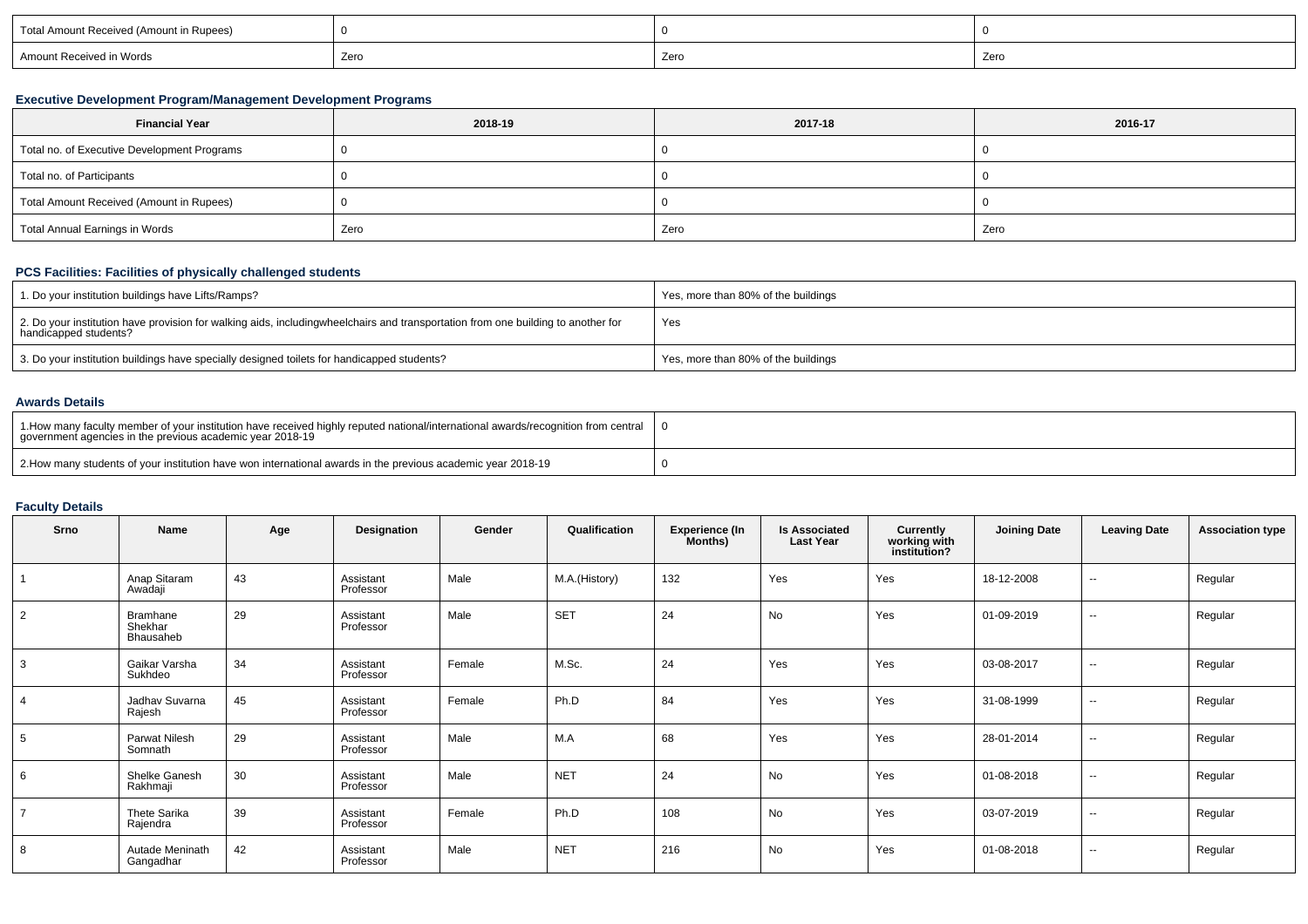| Total Amount Received (Amount in Rupees) | 0 | 0 | 0 |
|---|---|---|---|
| Amount Received in Words | Zero | Zero | Zero |

### Executive Development Program/Management Development Programs

| Financial Year | 2018-19 | 2017-18 | 2016-17 |
|---|---|---|---|
| Total no. of Executive Development Programs | 0 | 0 | 0 |
| Total no. of Participants | 0 | 0 | 0 |
| Total Amount Received (Amount in Rupees) | 0 | 0 | 0 |
| Total Annual Earnings in Words | Zero | Zero | Zero |

### PCS Facilities: Facilities of physically challenged students

| 1. Do your institution buildings have Lifts/Ramps? | Yes, more than 80% of the buildings |
|---|---|
| 2. Do your institution have provision for walking aids, includingwheelchairs and transportation from one building to another for handicapped students? | Yes |
| 3. Do your institution buildings have specially designed toilets for handicapped students? | Yes, more than 80% of the buildings |

### Awards Details

| 1.How many faculty member of your institution have received highly reputed national/international awards/recognition from central government agencies in the previous academic year 2018-19 | 0 |
|---|---|
| 2.How many students of your institution have won international awards in the previous academic year 2018-19 | 0 |

### Faculty Details

| Srno | Name | Age | Designation | Gender | Qualification | Experience (In Months) | Is Associated Last Year | Currently working with institution? | Joining Date | Leaving Date | Association type |
|---|---|---|---|---|---|---|---|---|---|---|---|
| 1 | Anap Sitaram Awadaji | 43 | Assistant Professor | Male | M.A.(History) | 132 | Yes | Yes | 18-12-2008 | -- | Regular |
| 2 | Bramhane Shekhar Bhausaheb | 29 | Assistant Professor | Male | SET | 24 | No | Yes | 01-09-2019 | -- | Regular |
| 3 | Gaikar Varsha Sukhdeo | 34 | Assistant Professor | Female | M.Sc. | 24 | Yes | Yes | 03-08-2017 | -- | Regular |
| 4 | Jadhav Suvarna Rajesh | 45 | Assistant Professor | Female | Ph.D | 84 | Yes | Yes | 31-08-1999 | -- | Regular |
| 5 | Parwat Nilesh Somnath | 29 | Assistant Professor | Male | M.A | 68 | Yes | Yes | 28-01-2014 | -- | Regular |
| 6 | Shelke Ganesh Rakhmaji | 30 | Assistant Professor | Male | NET | 24 | No | Yes | 01-08-2018 | -- | Regular |
| 7 | Thete Sarika Rajendra | 39 | Assistant Professor | Female | Ph.D | 108 | No | Yes | 03-07-2019 | -- | Regular |
| 8 | Autade Meninath Gangadhar | 42 | Assistant Professor | Male | NET | 216 | No | Yes | 01-08-2018 | -- | Regular |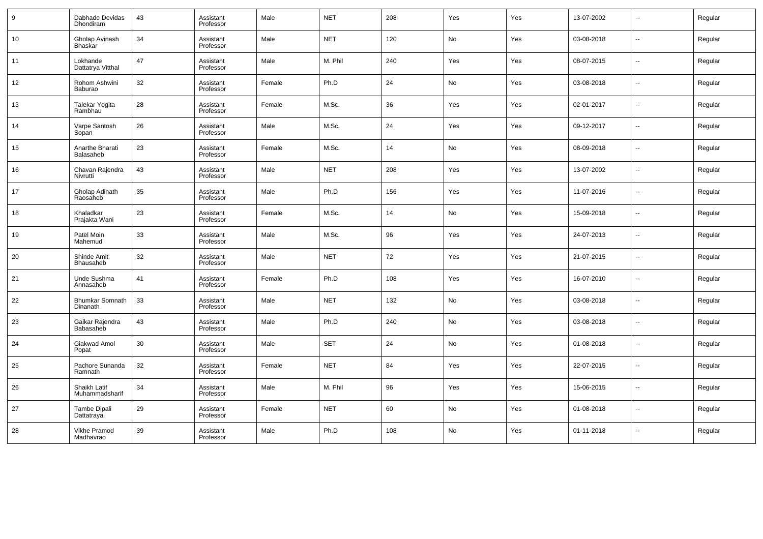| | | | | | | | | | | | |
|---|---|---|---|---|---|---|---|---|---|---|---|
| 9 | Dabhade Devidas Dhondiram | 43 | Assistant Professor | Male | NET | 208 | Yes | Yes | 13-07-2002 | -- | Regular |
| 10 | Gholap Avinash Bhaskar | 34 | Assistant Professor | Male | NET | 120 | No | Yes | 03-08-2018 | -- | Regular |
| 11 | Lokhande Dattatrya Vitthal | 47 | Assistant Professor | Male | M. Phil | 240 | Yes | Yes | 08-07-2015 | -- | Regular |
| 12 | Rohom Ashwini Baburao | 32 | Assistant Professor | Female | Ph.D | 24 | No | Yes | 03-08-2018 | -- | Regular |
| 13 | Talekar Yogita Rambhau | 28 | Assistant Professor | Female | M.Sc. | 36 | Yes | Yes | 02-01-2017 | -- | Regular |
| 14 | Varpe Santosh Sopan | 26 | Assistant Professor | Male | M.Sc. | 24 | Yes | Yes | 09-12-2017 | -- | Regular |
| 15 | Anarthe Bharati Balasaheb | 23 | Assistant Professor | Female | M.Sc. | 14 | No | Yes | 08-09-2018 | -- | Regular |
| 16 | Chavan Rajendra Nivrutti | 43 | Assistant Professor | Male | NET | 208 | Yes | Yes | 13-07-2002 | -- | Regular |
| 17 | Gholap Adinath Raosaheb | 35 | Assistant Professor | Male | Ph.D | 156 | Yes | Yes | 11-07-2016 | -- | Regular |
| 18 | Khaladkar Prajakta Wani | 23 | Assistant Professor | Female | M.Sc. | 14 | No | Yes | 15-09-2018 | -- | Regular |
| 19 | Patel Moin Mahemud | 33 | Assistant Professor | Male | M.Sc. | 96 | Yes | Yes | 24-07-2013 | -- | Regular |
| 20 | Shinde Amit Bhausaheb | 32 | Assistant Professor | Male | NET | 72 | Yes | Yes | 21-07-2015 | -- | Regular |
| 21 | Unde Sushma Annasaheb | 41 | Assistant Professor | Female | Ph.D | 108 | Yes | Yes | 16-07-2010 | -- | Regular |
| 22 | Bhumkar Somnath Dinanath | 33 | Assistant Professor | Male | NET | 132 | No | Yes | 03-08-2018 | -- | Regular |
| 23 | Gaikar Rajendra Babasaheb | 43 | Assistant Professor | Male | Ph.D | 240 | No | Yes | 03-08-2018 | -- | Regular |
| 24 | Giakwad Amol Popat | 30 | Assistant Professor | Male | SET | 24 | No | Yes | 01-08-2018 | -- | Regular |
| 25 | Pachore Sunanda Ramnath | 32 | Assistant Professor | Female | NET | 84 | Yes | Yes | 22-07-2015 | -- | Regular |
| 26 | Shaikh Latif Muhammadsharif | 34 | Assistant Professor | Male | M. Phil | 96 | Yes | Yes | 15-06-2015 | -- | Regular |
| 27 | Tambe Dipali Dattatraya | 29 | Assistant Professor | Female | NET | 60 | No | Yes | 01-08-2018 | -- | Regular |
| 28 | Vikhe Pramod Madhavrao | 39 | Assistant Professor | Male | Ph.D | 108 | No | Yes | 01-11-2018 | -- | Regular |